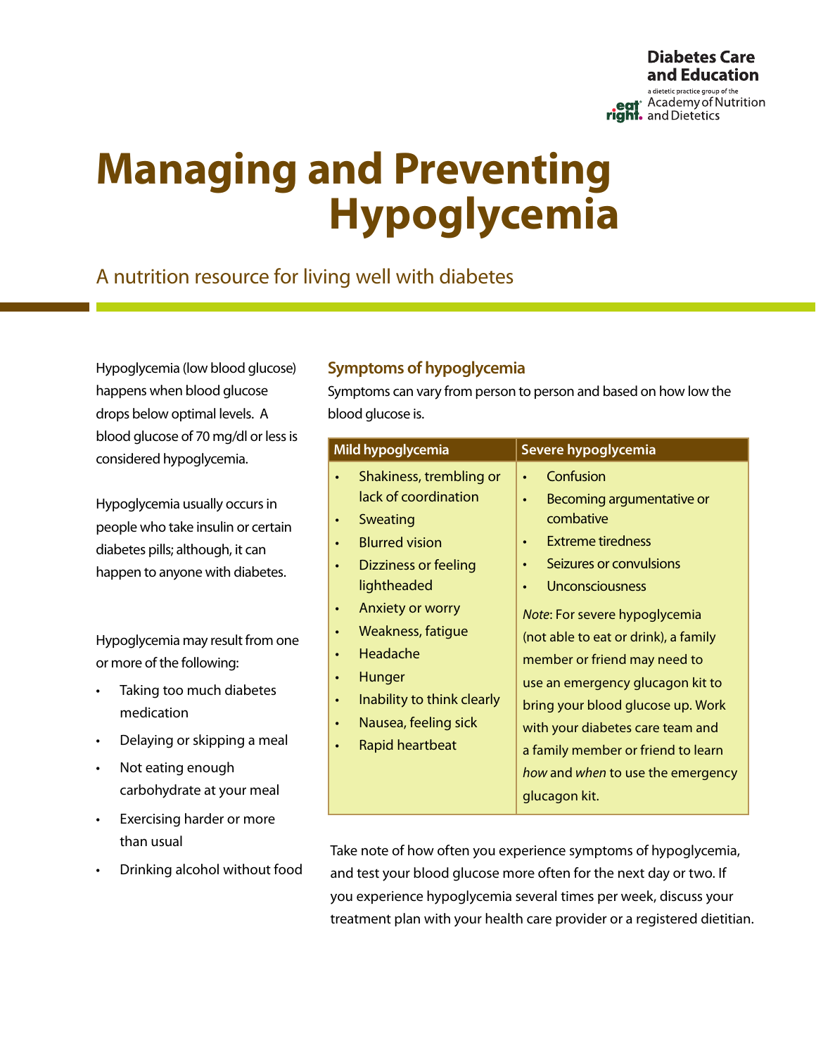Diabetes Care and Education

a dietetic practice group of the Academy of Nutrition and Dietetics

# Managing and Preventing Hypoglycemia

## A nutrition resource for living well with diabetes

Hypoglycemia (low blood glucose) happens when blood glucose drops below optimal levels. A blood glucose of 70 mg/dl or less is considered hypoglycemia.

Hypoglycemia usually occurs in people who take insulin or certain diabetes pills; although, it can happen to anyone with diabetes.

Hypoglycemia may result from one or more of the following:

- Taking too much diabetes medication
- Delaying or skipping a meal
- Not eating enough carbohydrate at your meal
- Exercising harder or more than usual
- Drinking alcohol without food

### Symptoms of hypoglycemia

Symptoms can vary from person to person and based on how low the blood glucose is.

| Mild hypoglycemia | Severe hypoglycemia |
|---|---|
| • Shakiness, trembling or lack of coordination<br>• Sweating<br>• Blurred vision<br>• Dizziness or feeling lightheaded<br>• Anxiety or worry<br>• Weakness, fatigue<br>• Headache<br>• Hunger<br>• Inability to think clearly<br>• Nausea, feeling sick<br>• Rapid heartbeat | • Confusion<br>• Becoming argumentative or combative<br>• Extreme tiredness<br>• Seizures or convulsions<br>• Unconsciousness<br><br>*Note*: For severe hypoglycemia (not able to eat or drink), a family member or friend may need to use an emergency glucagon kit to bring your blood glucose up. Work with your diabetes care team and a family member or friend to learn *how* and *when* to use the emergency glucagon kit. |

Take note of how often you experience symptoms of hypoglycemia, and test your blood glucose more often for the next day or two. If you experience hypoglycemia several times per week, discuss your treatment plan with your health care provider or a registered dietitian.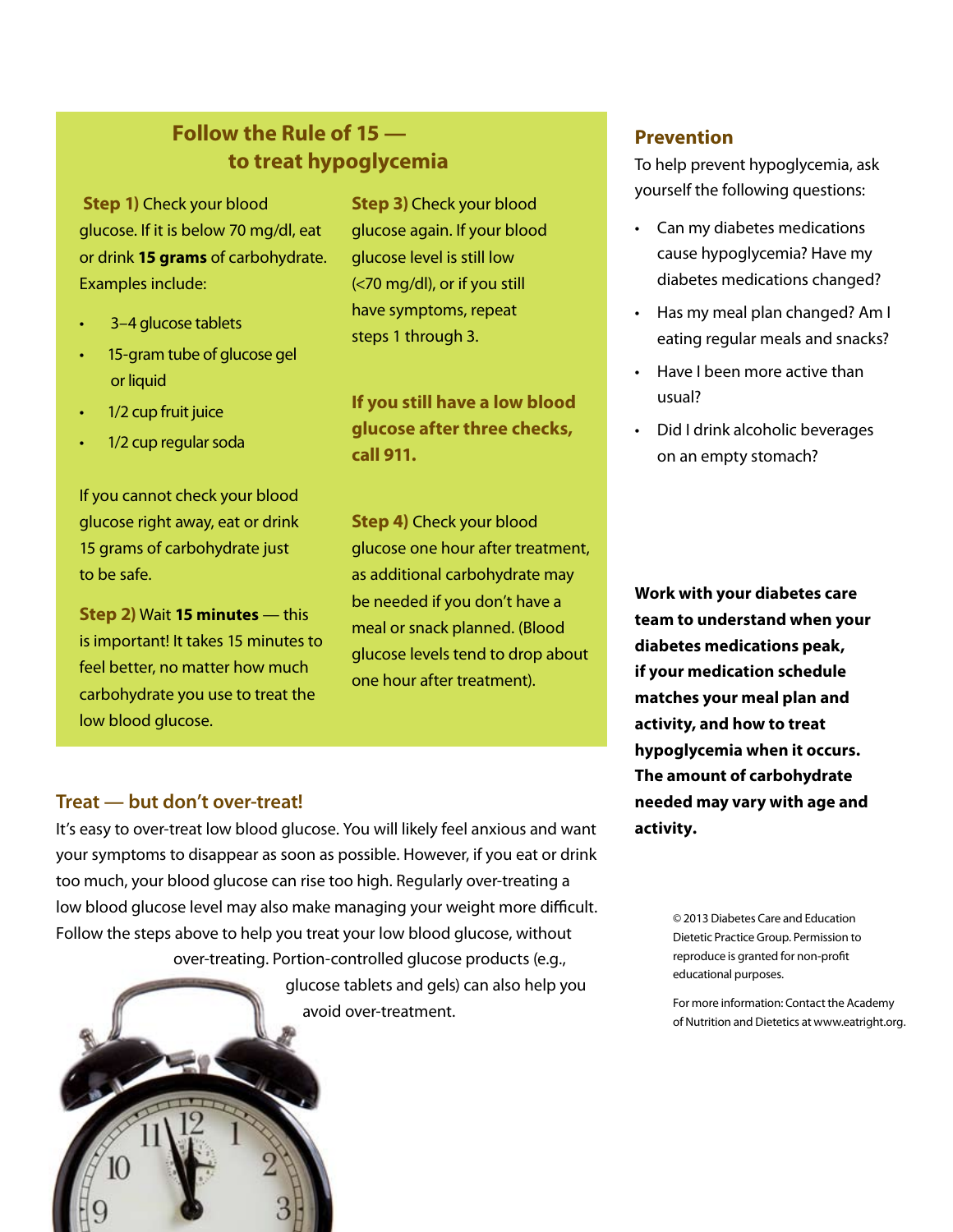## Follow the Rule of 15 — to treat hypoglycemia

**Step 1)** Check your blood glucose. If it is below 70 mg/dl, eat or drink **15 grams** of carbohydrate. Examples include:

- 3–4 glucose tablets
- 15-gram tube of glucose gel or liquid
- 1/2 cup fruit juice
- 1/2 cup regular soda

If you cannot check your blood glucose right away, eat or drink 15 grams of carbohydrate just to be safe.

**Step 2)** Wait **15 minutes** — this is important! It takes 15 minutes to feel better, no matter how much carbohydrate you use to treat the low blood glucose.

**Step 3)** Check your blood glucose again. If your blood glucose level is still low (<70 mg/dl), or if you still have symptoms, repeat steps 1 through 3.

**If you still have a low blood glucose after three checks, call 911.**

**Step 4)** Check your blood glucose one hour after treatment, as additional carbohydrate may be needed if you don't have a meal or snack planned. (Blood glucose levels tend to drop about one hour after treatment).

## Treat — but don't over-treat!

It's easy to over-treat low blood glucose. You will likely feel anxious and want your symptoms to disappear as soon as possible. However, if you eat or drink too much, your blood glucose can rise too high. Regularly over-treating a low blood glucose level may also make managing your weight more difficult. Follow the steps above to help you treat your low blood glucose, without over-treating. Portion-controlled glucose products (e.g., glucose tablets and gels) can also help you avoid over-treatment.

## Prevention

To help prevent hypoglycemia, ask yourself the following questions:

- Can my diabetes medications cause hypoglycemia? Have my diabetes medications changed?
- Has my meal plan changed? Am I eating regular meals and snacks?
- Have I been more active than usual?
- Did I drink alcoholic beverages on an empty stomach?

**Work with your diabetes care team to understand when your diabetes medications peak, if your medication schedule matches your meal plan and activity, and how to treat hypoglycemia when it occurs. The amount of carbohydrate needed may vary with age and activity.**

© 2013 Diabetes Care and Education Dietetic Practice Group. Permission to reproduce is granted for non-profit educational purposes.

For more information: Contact the Academy of Nutrition and Dietetics at www.eatright.org.